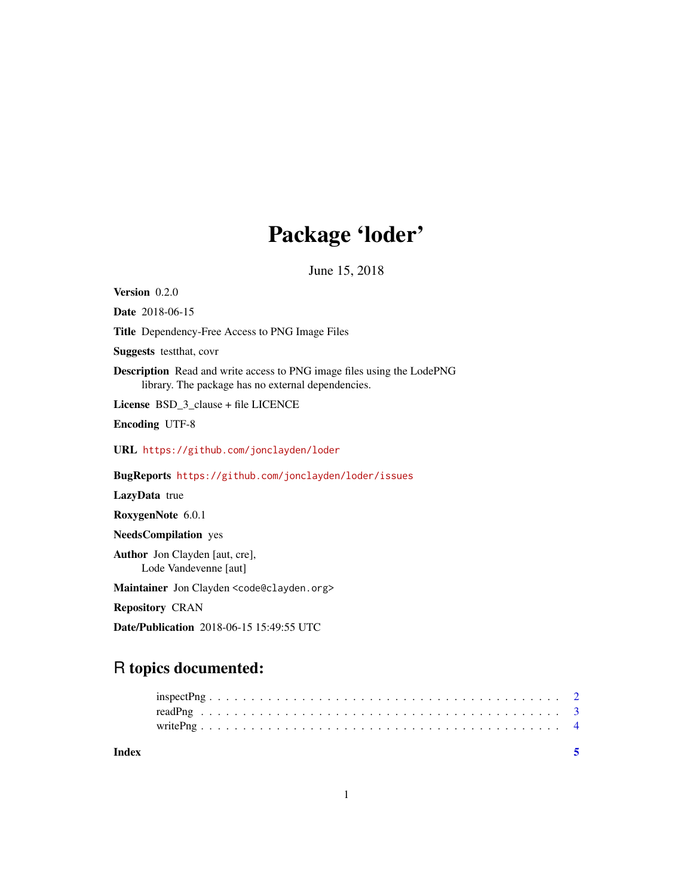# Package 'loder'

June 15, 2018

**Version** 0.2.0

**Date** 2018-06-15

**Title** Dependency-Free Access to PNG Image Files

**Suggests** testthat, covr

**Description** Read and write access to PNG image files using the LodePNG library. The package has no external dependencies.

**License** BSD_3_clause + file LICENCE

**Encoding** UTF-8

**URL** https://github.com/jonclayden/loder

**BugReports** https://github.com/jonclayden/loder/issues

**LazyData** true

**RoxygenNote** 6.0.1

**NeedsCompilation** yes

**Author** Jon Clayden [aut, cre], Lode Vandevenne [aut]

**Maintainer** Jon Clayden <code@clayden.org>

**Repository** CRAN

**Date/Publication** 2018-06-15 15:49:55 UTC

## R topics documented:

- inspectPng . . . . . . . . . . . . . . . . . . . . . . . . . . . . . . . . . . . . . . . . 2
- readPng . . . . . . . . . . . . . . . . . . . . . . . . . . . . . . . . . . . . . . . . . 3
- writePng . . . . . . . . . . . . . . . . . . . . . . . . . . . . . . . . . . . . . . . . . 4

**Index** 5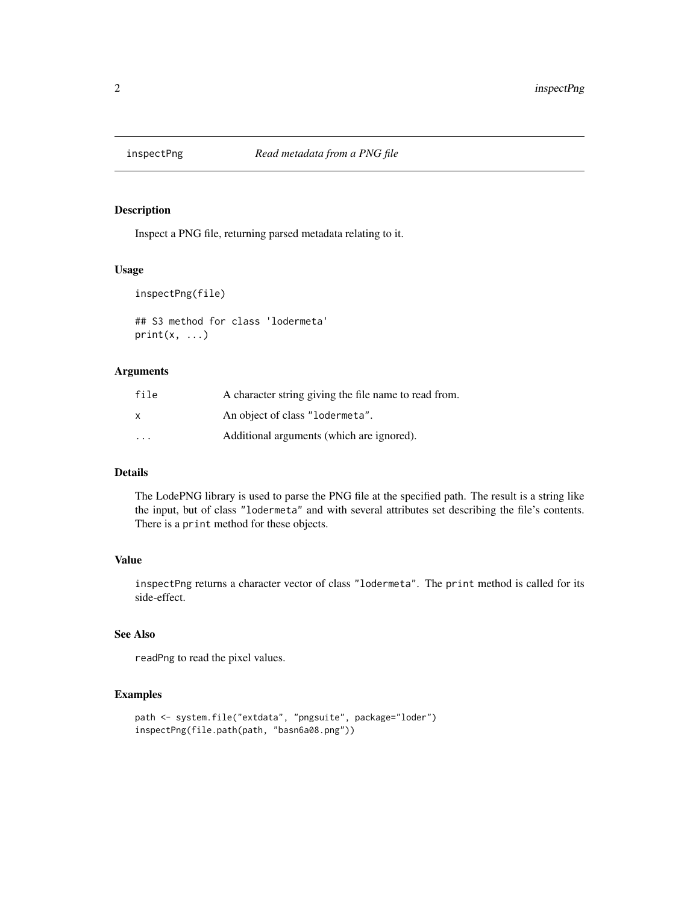# inspectPng *Read metadata from a PNG file*

## Description

Inspect a PNG file, returning parsed metadata relating to it.

## Usage

```
inspectPng(file)

## S3 method for class 'lodermeta'
print(x, ...)
```

## Arguments

| | |
|---|---|
| `file` | A character string giving the file name to read from. |
| `x` | An object of class `"lodermeta"`. |
| `...` | Additional arguments (which are ignored). |

## Details

The LodePNG library is used to parse the PNG file at the specified path. The result is a string like the input, but of class `"lodermeta"` and with several attributes set describing the file's contents. There is a `print` method for these objects.

## Value

`inspectPng` returns a character vector of class `"lodermeta"`. The `print` method is called for its side-effect.

## See Also

`readPng` to read the pixel values.

## Examples

```
path <- system.file("extdata", "pngsuite", package="loder")
inspectPng(file.path(path, "basn6a08.png"))
```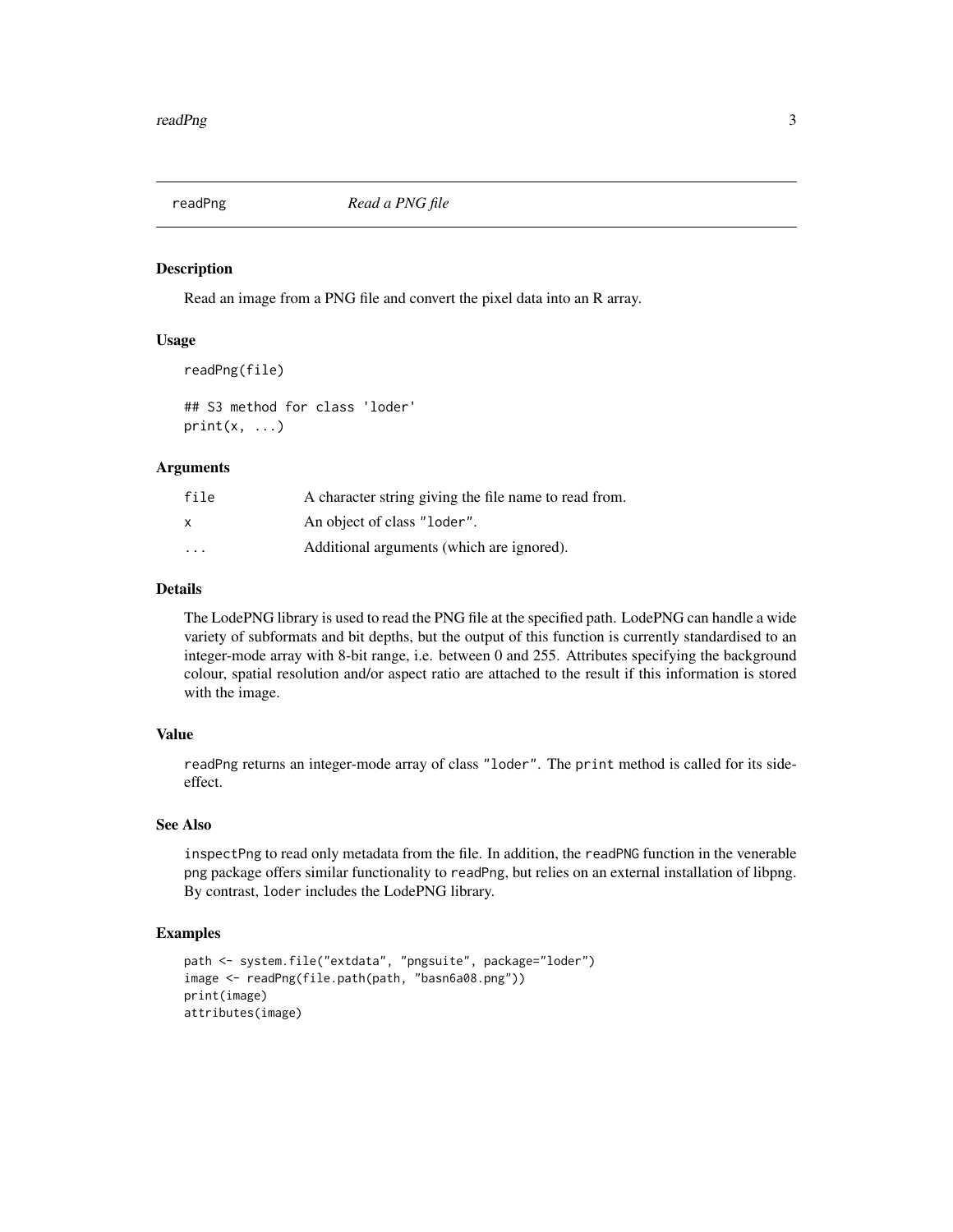## readPng — *Read a PNG file*

### Description

Read an image from a PNG file and convert the pixel data into an R array.

### Usage

```
readPng(file)

## S3 method for class 'loder'
print(x, ...)
```

### Arguments

| | |
|---|---|
| `file` | A character string giving the file name to read from. |
| `x` | An object of class `"loder"`. |
| `...` | Additional arguments (which are ignored). |

### Details

The LodePNG library is used to read the PNG file at the specified path. LodePNG can handle a wide variety of subformats and bit depths, but the output of this function is currently standardised to an integer-mode array with 8-bit range, i.e. between 0 and 255. Attributes specifying the background colour, spatial resolution and/or aspect ratio are attached to the result if this information is stored with the image.

### Value

`readPng` returns an integer-mode array of class `"loder"`. The `print` method is called for its side-effect.

### See Also

`inspectPng` to read only metadata from the file. In addition, the `readPNG` function in the venerable `png` package offers similar functionality to `readPng`, but relies on an external installation of libpng. By contrast, `loder` includes the LodePNG library.

### Examples

```
path <- system.file("extdata", "pngsuite", package="loder")
image <- readPng(file.path(path, "basn6a08.png"))
print(image)
attributes(image)
```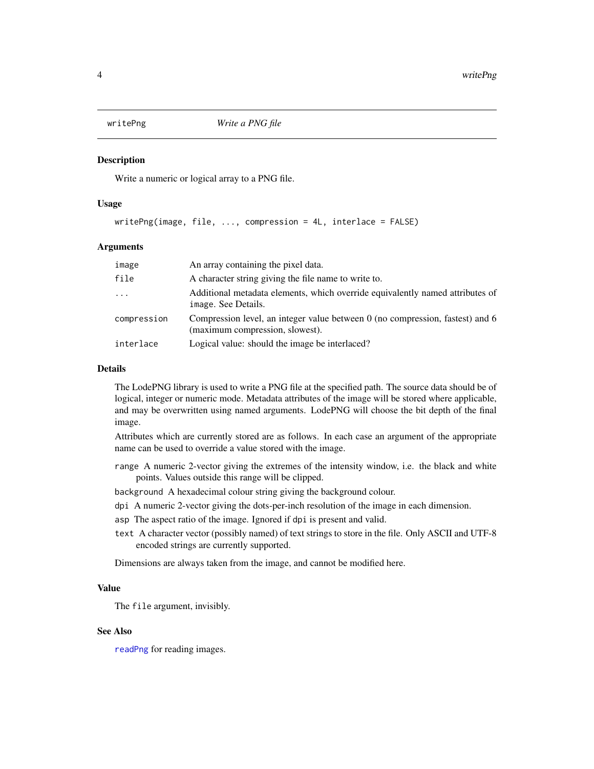## writePng — *Write a PNG file*

### Description

Write a numeric or logical array to a PNG file.

### Usage

```
writePng(image, file, ..., compression = 4L, interlace = FALSE)
```

### Arguments

| | |
|---|---|
| `image` | An array containing the pixel data. |
| `file` | A character string giving the file name to write to. |
| `...` | Additional metadata elements, which override equivalently named attributes of `image`. See Details. |
| `compression` | Compression level, an integer value between 0 (no compression, fastest) and 6 (maximum compression, slowest). |
| `interlace` | Logical value: should the image be interlaced? |

### Details

The LodePNG library is used to write a PNG file at the specified path. The source data should be of logical, integer or numeric mode. Metadata attributes of the image will be stored where applicable, and may be overwritten using named arguments. LodePNG will choose the bit depth of the final image.

Attributes which are currently stored are as follows. In each case an argument of the appropriate name can be used to override a value stored with the image.

- `range` A numeric 2-vector giving the extremes of the intensity window, i.e. the black and white points. Values outside this range will be clipped.
- `background` A hexadecimal colour string giving the background colour.
- `dpi` A numeric 2-vector giving the dots-per-inch resolution of the image in each dimension.
- `asp` The aspect ratio of the image. Ignored if `dpi` is present and valid.
- `text` A character vector (possibly named) of text strings to store in the file. Only ASCII and UTF-8 encoded strings are currently supported.

Dimensions are always taken from the image, and cannot be modified here.

### Value

The `file` argument, invisibly.

### See Also

`readPng` for reading images.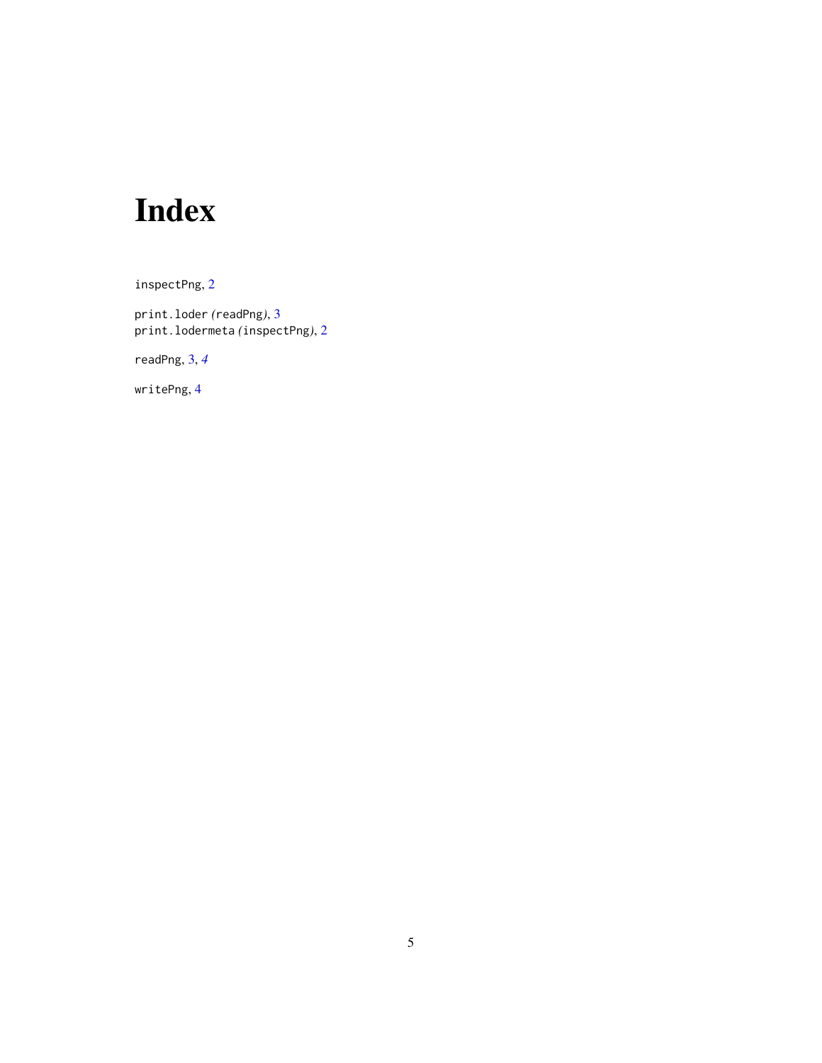# Index

inspectPng, 2

print.loder (readPng), 3
print.lodermeta (inspectPng), 2

readPng, 3, *4*

writePng, 4